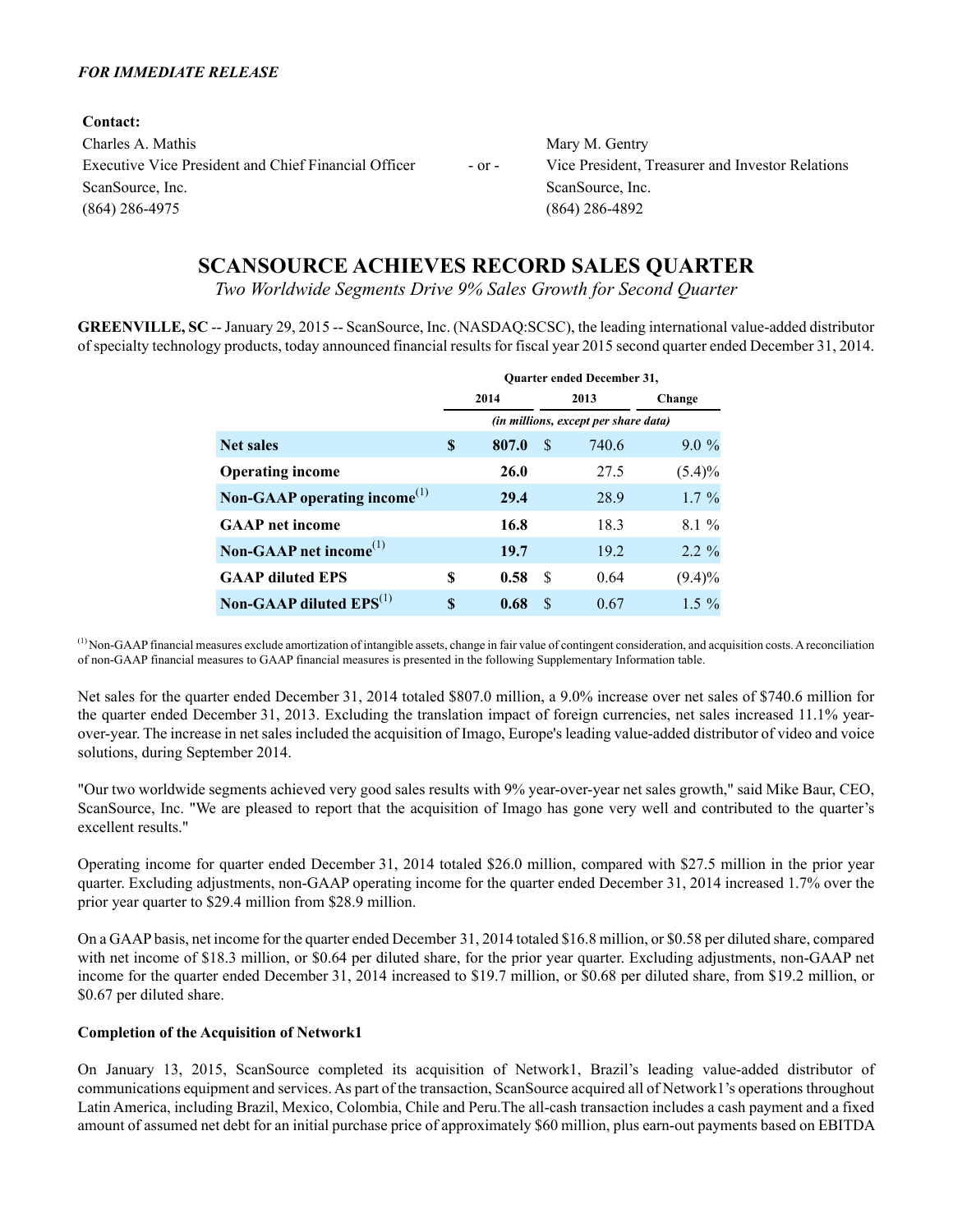*FOR IMMEDIATE RELEASE*

**Contact:**

Charles A. Mathis
Executive Vice President and Chief Financial Officer
ScanSource, Inc.
(864) 286-4975

- or -

Mary M. Gentry
Vice President, Treasurer and Investor Relations
ScanSource, Inc.
(864) 286-4892

# SCANSOURCE ACHIEVES RECORD SALES QUARTER

*Two Worldwide Segments Drive 9% Sales Growth for Second Quarter*

**GREENVILLE, SC** -- January 29, 2015 -- ScanSource, Inc. (NASDAQ:SCSC), the leading international value-added distributor of specialty technology products, today announced financial results for fiscal year 2015 second quarter ended December 31, 2014.

| | Quarter ended December 31, | | |
|---|---|---|---|
| | 2014 | 2013 | Change |
| | *(in millions, except per share data)* | | |
| **Net sales** | **$ 807.0** | $ 740.6 | 9.0 % |
| **Operating income** | **26.0** | 27.5 | (5.4)% |
| **Non-GAAP operating income**[(1)] | **29.4** | 28.9 | 1.7 % |
| **GAAP net income** | **16.8** | 18.3 | 8.1 % |
| **Non-GAAP net income**[(1)] | **19.7** | 19.2 | 2.2 % |
| **GAAP diluted EPS** | **$ 0.58** | $ 0.64 | (9.4)% |
| **Non-GAAP diluted EPS**[(1)] | **$ 0.68** | $ 0.67 | 1.5 % |

[(1)] Non-GAAP financial measures exclude amortization of intangible assets, change in fair value of contingent consideration, and acquisition costs. A reconciliation of non-GAAP financial measures to GAAP financial measures is presented in the following Supplementary Information table.

Net sales for the quarter ended December 31, 2014 totaled $807.0 million, a 9.0% increase over net sales of $740.6 million for the quarter ended December 31, 2013. Excluding the translation impact of foreign currencies, net sales increased 11.1% year-over-year. The increase in net sales included the acquisition of Imago, Europe's leading value-added distributor of video and voice solutions, during September 2014.

"Our two worldwide segments achieved very good sales results with 9% year-over-year net sales growth," said Mike Baur, CEO, ScanSource, Inc. "We are pleased to report that the acquisition of Imago has gone very well and contributed to the quarter's excellent results."

Operating income for quarter ended December 31, 2014 totaled $26.0 million, compared with $27.5 million in the prior year quarter. Excluding adjustments, non-GAAP operating income for the quarter ended December 31, 2014 increased 1.7% over the prior year quarter to $29.4 million from $28.9 million.

On a GAAP basis, net income for the quarter ended December 31, 2014 totaled $16.8 million, or $0.58 per diluted share, compared with net income of $18.3 million, or $0.64 per diluted share, for the prior year quarter. Excluding adjustments, non-GAAP net income for the quarter ended December 31, 2014 increased to $19.7 million, or $0.68 per diluted share, from $19.2 million, or $0.67 per diluted share.

**Completion of the Acquisition of Network1**

On January 13, 2015, ScanSource completed its acquisition of Network1, Brazil's leading value-added distributor of communications equipment and services. As part of the transaction, ScanSource acquired all of Network1's operations throughout Latin America, including Brazil, Mexico, Colombia, Chile and Peru.The all-cash transaction includes a cash payment and a fixed amount of assumed net debt for an initial purchase price of approximately $60 million, plus earn-out payments based on EBITDA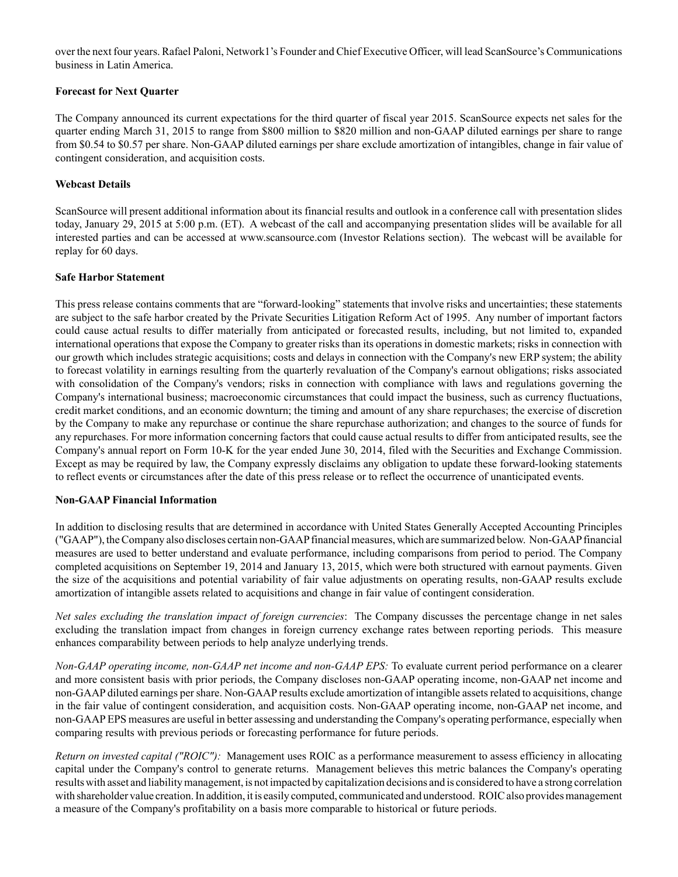over the next four years. Rafael Paloni, Network1's Founder and Chief Executive Officer, will lead ScanSource's Communications business in Latin America.

**Forecast for Next Quarter**

The Company announced its current expectations for the third quarter of fiscal year 2015. ScanSource expects net sales for the quarter ending March 31, 2015 to range from $800 million to $820 million and non-GAAP diluted earnings per share to range from $0.54 to $0.57 per share. Non-GAAP diluted earnings per share exclude amortization of intangibles, change in fair value of contingent consideration, and acquisition costs.

**Webcast Details**

ScanSource will present additional information about its financial results and outlook in a conference call with presentation slides today, January 29, 2015 at 5:00 p.m. (ET). A webcast of the call and accompanying presentation slides will be available for all interested parties and can be accessed at www.scansource.com (Investor Relations section). The webcast will be available for replay for 60 days.

**Safe Harbor Statement**

This press release contains comments that are "forward-looking" statements that involve risks and uncertainties; these statements are subject to the safe harbor created by the Private Securities Litigation Reform Act of 1995. Any number of important factors could cause actual results to differ materially from anticipated or forecasted results, including, but not limited to, expanded international operations that expose the Company to greater risks than its operations in domestic markets; risks in connection with our growth which includes strategic acquisitions; costs and delays in connection with the Company's new ERP system; the ability to forecast volatility in earnings resulting from the quarterly revaluation of the Company's earnout obligations; risks associated with consolidation of the Company's vendors; risks in connection with compliance with laws and regulations governing the Company's international business; macroeconomic circumstances that could impact the business, such as currency fluctuations, credit market conditions, and an economic downturn; the timing and amount of any share repurchases; the exercise of discretion by the Company to make any repurchase or continue the share repurchase authorization; and changes to the source of funds for any repurchases. For more information concerning factors that could cause actual results to differ from anticipated results, see the Company's annual report on Form 10-K for the year ended June 30, 2014, filed with the Securities and Exchange Commission. Except as may be required by law, the Company expressly disclaims any obligation to update these forward-looking statements to reflect events or circumstances after the date of this press release or to reflect the occurrence of unanticipated events.

**Non-GAAP Financial Information**

In addition to disclosing results that are determined in accordance with United States Generally Accepted Accounting Principles ("GAAP"), the Company also discloses certain non-GAAP financial measures, which are summarized below. Non-GAAP financial measures are used to better understand and evaluate performance, including comparisons from period to period. The Company completed acquisitions on September 19, 2014 and January 13, 2015, which were both structured with earnout payments. Given the size of the acquisitions and potential variability of fair value adjustments on operating results, non-GAAP results exclude amortization of intangible assets related to acquisitions and change in fair value of contingent consideration.

*Net sales excluding the translation impact of foreign currencies*: The Company discusses the percentage change in net sales excluding the translation impact from changes in foreign currency exchange rates between reporting periods. This measure enhances comparability between periods to help analyze underlying trends.

*Non-GAAP operating income, non-GAAP net income and non-GAAP EPS:* To evaluate current period performance on a clearer and more consistent basis with prior periods, the Company discloses non-GAAP operating income, non-GAAP net income and non-GAAP diluted earnings per share. Non-GAAP results exclude amortization of intangible assets related to acquisitions, change in the fair value of contingent consideration, and acquisition costs. Non-GAAP operating income, non-GAAP net income, and non-GAAP EPS measures are useful in better assessing and understanding the Company's operating performance, especially when comparing results with previous periods or forecasting performance for future periods.

*Return on invested capital ("ROIC"):* Management uses ROIC as a performance measurement to assess efficiency in allocating capital under the Company's control to generate returns. Management believes this metric balances the Company's operating results with asset and liability management, is not impacted by capitalization decisions and is considered to have a strong correlation with shareholder value creation. In addition, it is easily computed, communicated and understood. ROIC also provides management a measure of the Company's profitability on a basis more comparable to historical or future periods.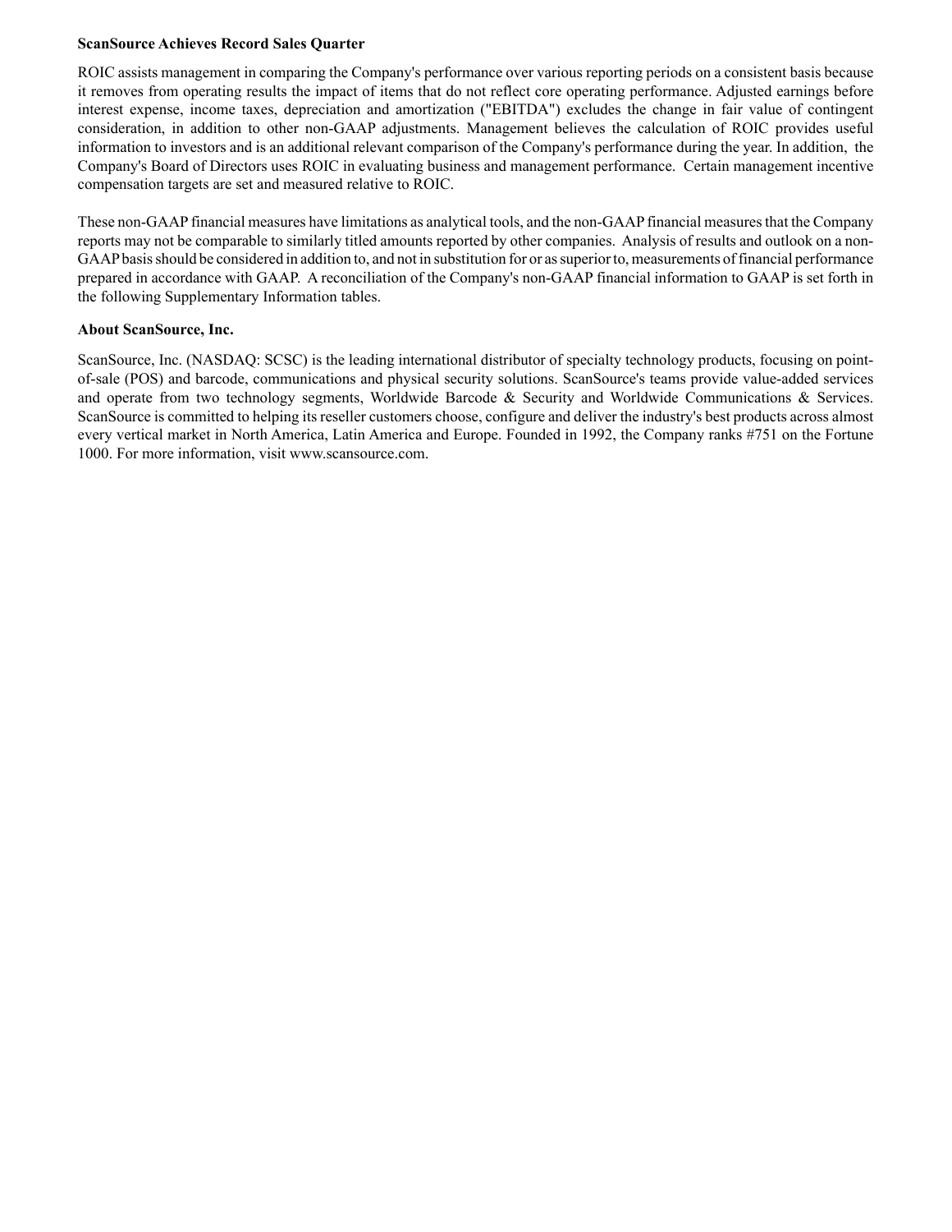**ScanSource Achieves Record Sales Quarter**

ROIC assists management in comparing the Company's performance over various reporting periods on a consistent basis because it removes from operating results the impact of items that do not reflect core operating performance. Adjusted earnings before interest expense, income taxes, depreciation and amortization ("EBITDA") excludes the change in fair value of contingent consideration, in addition to other non-GAAP adjustments. Management believes the calculation of ROIC provides useful information to investors and is an additional relevant comparison of the Company's performance during the year. In addition, the Company's Board of Directors uses ROIC in evaluating business and management performance. Certain management incentive compensation targets are set and measured relative to ROIC.

These non-GAAP financial measures have limitations as analytical tools, and the non-GAAP financial measures that the Company reports may not be comparable to similarly titled amounts reported by other companies. Analysis of results and outlook on a non-GAAP basis should be considered in addition to, and not in substitution for or as superior to, measurements of financial performance prepared in accordance with GAAP. A reconciliation of the Company's non-GAAP financial information to GAAP is set forth in the following Supplementary Information tables.

**About ScanSource, Inc.**

ScanSource, Inc. (NASDAQ: SCSC) is the leading international distributor of specialty technology products, focusing on point-of-sale (POS) and barcode, communications and physical security solutions. ScanSource's teams provide value-added services and operate from two technology segments, Worldwide Barcode & Security and Worldwide Communications & Services. ScanSource is committed to helping its reseller customers choose, configure and deliver the industry's best products across almost every vertical market in North America, Latin America and Europe. Founded in 1992, the Company ranks #751 on the Fortune 1000. For more information, visit www.scansource.com.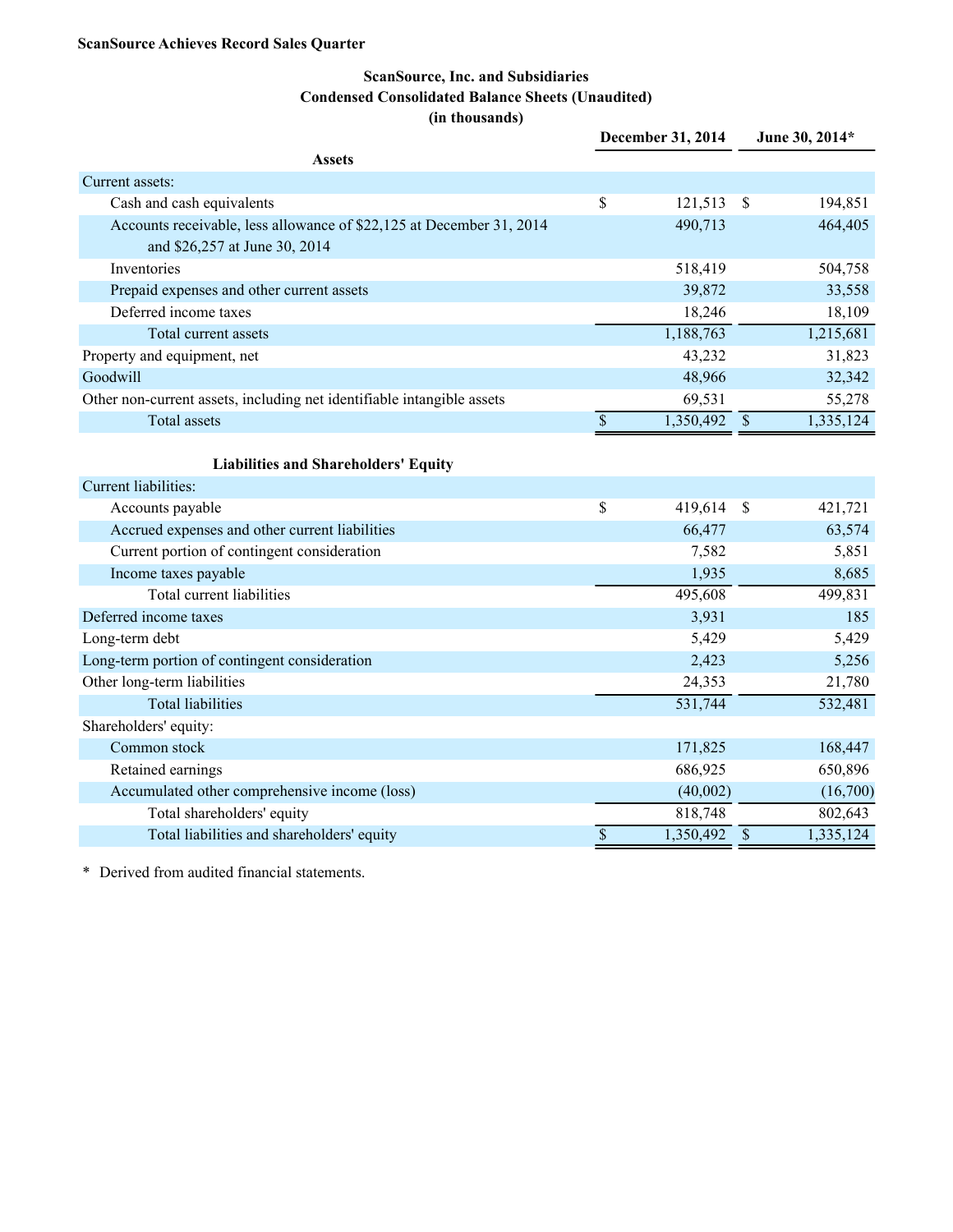**ScanSource Achieves Record Sales Quarter**

**ScanSource, Inc. and Subsidiaries**
**Condensed Consolidated Balance Sheets (Unaudited)**
**(in thousands)**

| | December 31, 2014 | June 30, 2014* |
|---|---|---|
| **Assets** | | |
| Current assets: | | |
| Cash and cash equivalents | $ 121,513 | $ 194,851 |
| Accounts receivable, less allowance of $22,125 at December 31, 2014 and $26,257 at June 30, 2014 | 490,713 | 464,405 |
| Inventories | 518,419 | 504,758 |
| Prepaid expenses and other current assets | 39,872 | 33,558 |
| Deferred income taxes | 18,246 | 18,109 |
| Total current assets | 1,188,763 | 1,215,681 |
| Property and equipment, net | 43,232 | 31,823 |
| Goodwill | 48,966 | 32,342 |
| Other non-current assets, including net identifiable intangible assets | 69,531 | 55,278 |
| Total assets | $ 1,350,492 | $ 1,335,124 |
| **Liabilities and Shareholders' Equity** | | |
| Current liabilities: | | |
| Accounts payable | $ 419,614 | $ 421,721 |
| Accrued expenses and other current liabilities | 66,477 | 63,574 |
| Current portion of contingent consideration | 7,582 | 5,851 |
| Income taxes payable | 1,935 | 8,685 |
| Total current liabilities | 495,608 | 499,831 |
| Deferred income taxes | 3,931 | 185 |
| Long-term debt | 5,429 | 5,429 |
| Long-term portion of contingent consideration | 2,423 | 5,256 |
| Other long-term liabilities | 24,353 | 21,780 |
| Total liabilities | 531,744 | 532,481 |
| Shareholders' equity: | | |
| Common stock | 171,825 | 168,447 |
| Retained earnings | 686,925 | 650,896 |
| Accumulated other comprehensive income (loss) | (40,002) | (16,700) |
| Total shareholders' equity | 818,748 | 802,643 |
| Total liabilities and shareholders' equity | $ 1,350,492 | $ 1,335,124 |

\* Derived from audited financial statements.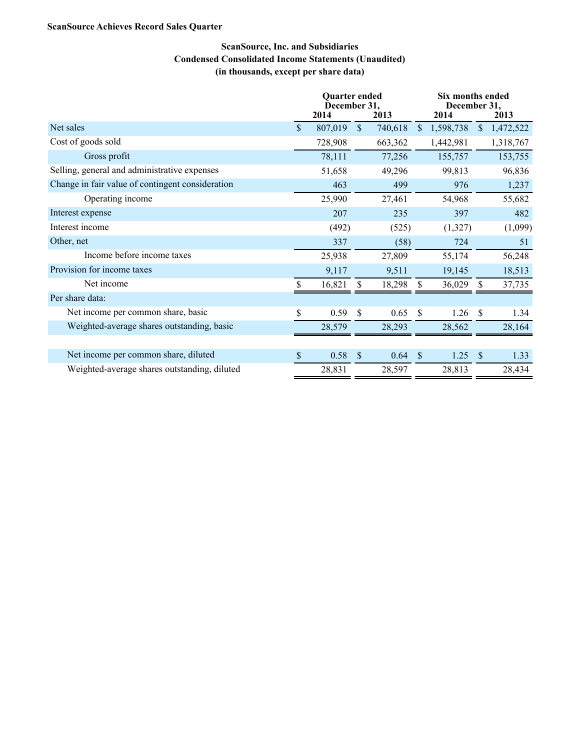**ScanSource Achieves Record Sales Quarter**

**ScanSource, Inc. and Subsidiaries**
**Condensed Consolidated Income Statements (Unaudited)**
**(in thousands, except per share data)**

| | Quarter ended December 31, | | Six months ended December 31, | |
|---|---|---|---|---|
| | 2014 | 2013 | 2014 | 2013 |
| Net sales | $ 807,019 | $ 740,618 | $ 1,598,738 | $ 1,472,522 |
| Cost of goods sold | 728,908 | 663,362 | 1,442,981 | 1,318,767 |
| Gross profit | 78,111 | 77,256 | 155,757 | 153,755 |
| Selling, general and administrative expenses | 51,658 | 49,296 | 99,813 | 96,836 |
| Change in fair value of contingent consideration | 463 | 499 | 976 | 1,237 |
| Operating income | 25,990 | 27,461 | 54,968 | 55,682 |
| Interest expense | 207 | 235 | 397 | 482 |
| Interest income | (492) | (525) | (1,327) | (1,099) |
| Other, net | 337 | (58) | 724 | 51 |
| Income before income taxes | 25,938 | 27,809 | 55,174 | 56,248 |
| Provision for income taxes | 9,117 | 9,511 | 19,145 | 18,513 |
| Net income | $ 16,821 | $ 18,298 | $ 36,029 | $ 37,735 |
| Per share data: | | | | |
| Net income per common share, basic | $ 0.59 | $ 0.65 | $ 1.26 | $ 1.34 |
| Weighted-average shares outstanding, basic | 28,579 | 28,293 | 28,562 | 28,164 |
| | | | | |
| Net income per common share, diluted | $ 0.58 | $ 0.64 | $ 1.25 | $ 1.33 |
| Weighted-average shares outstanding, diluted | 28,831 | 28,597 | 28,813 | 28,434 |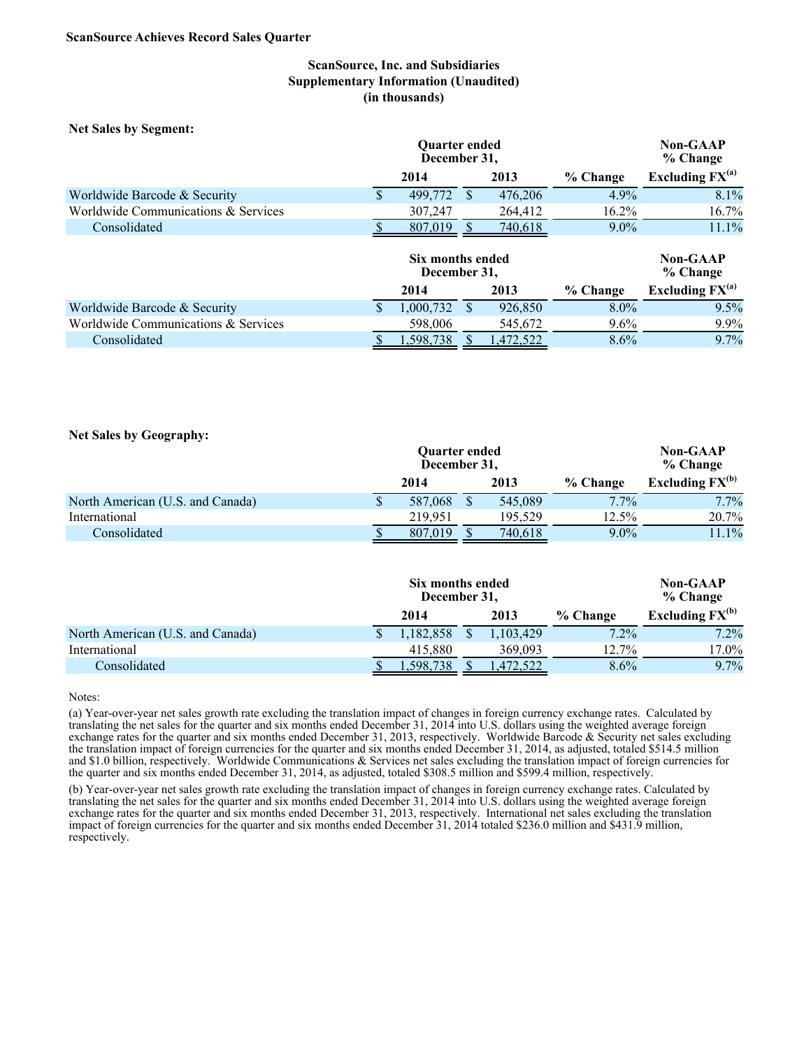**ScanSource Achieves Record Sales Quarter**

## ScanSource, Inc. and Subsidiaries
## Supplementary Information (Unaudited)
## (in thousands)

**Net Sales by Segment:**

| | Quarter ended December 31, | | | Non-GAAP % Change |
|---|---|---|---|---|
| | 2014 | 2013 | % Change | Excluding FX[(a)] |
| Worldwide Barcode & Security | $ 499,772 | $ 476,206 | 4.9% | 8.1% |
| Worldwide Communications & Services | 307,247 | 264,412 | 16.2% | 16.7% |
| Consolidated | $ 807,019 | $ 740,618 | 9.0% | 11.1% |

| | Six months ended December 31, | | | Non-GAAP % Change |
|---|---|---|---|---|
| | 2014 | 2013 | % Change | Excluding FX[(a)] |
| Worldwide Barcode & Security | $ 1,000,732 | $ 926,850 | 8.0% | 9.5% |
| Worldwide Communications & Services | 598,006 | 545,672 | 9.6% | 9.9% |
| Consolidated | $ 1,598,738 | $ 1,472,522 | 8.6% | 9.7% |

**Net Sales by Geography:**

| | Quarter ended December 31, | | | Non-GAAP % Change |
|---|---|---|---|---|
| | 2014 | 2013 | % Change | Excluding FX[(b)] |
| North American (U.S. and Canada) | $ 587,068 | $ 545,089 | 7.7% | 7.7% |
| International | 219,951 | 195,529 | 12.5% | 20.7% |
| Consolidated | $ 807,019 | $ 740,618 | 9.0% | 11.1% |

| | Six months ended December 31, | | | Non-GAAP % Change |
|---|---|---|---|---|
| | 2014 | 2013 | % Change | Excluding FX[(b)] |
| North American (U.S. and Canada) | $ 1,182,858 | $ 1,103,429 | 7.2% | 7.2% |
| International | 415,880 | 369,093 | 12.7% | 17.0% |
| Consolidated | $ 1,598,738 | $ 1,472,522 | 8.6% | 9.7% |

Notes:

(a) Year-over-year net sales growth rate excluding the translation impact of changes in foreign currency exchange rates. Calculated by translating the net sales for the quarter and six months ended December 31, 2014 into U.S. dollars using the weighted average foreign exchange rates for the quarter and six months ended December 31, 2013, respectively. Worldwide Barcode & Security net sales excluding the translation impact of foreign currencies for the quarter and six months ended December 31, 2014, as adjusted, totaled $514.5 million and $1.0 billion, respectively. Worldwide Communications & Services net sales excluding the translation impact of foreign currencies for the quarter and six months ended December 31, 2014, as adjusted, totaled $308.5 million and $599.4 million, respectively.

(b) Year-over-year net sales growth rate excluding the translation impact of changes in foreign currency exchange rates. Calculated by translating the net sales for the quarter and six months ended December 31, 2014 into U.S. dollars using the weighted average foreign exchange rates for the quarter and six months ended December 31, 2013, respectively. International net sales excluding the translation impact of foreign currencies for the quarter and six months ended December 31, 2014 totaled $236.0 million and $431.9 million, respectively.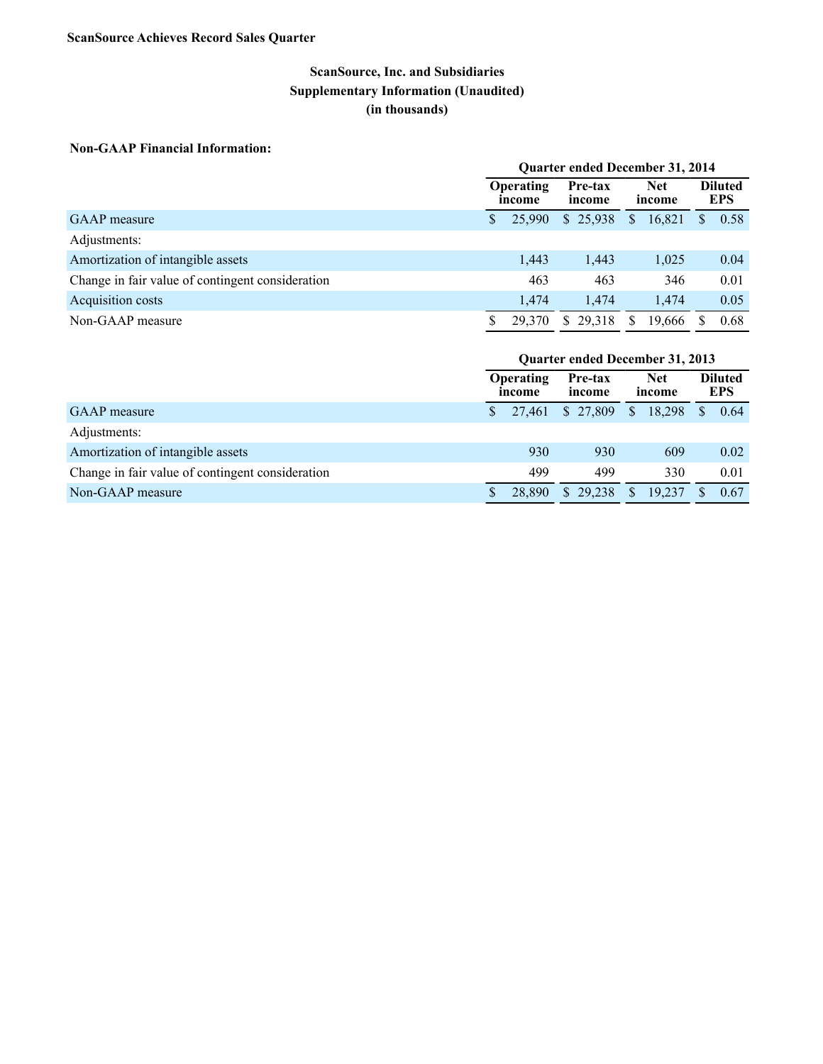**ScanSource Achieves Record Sales Quarter**

## ScanSource, Inc. and Subsidiaries
## Supplementary Information (Unaudited)
## (in thousands)

**Non-GAAP Financial Information:**

| | Quarter ended December 31, 2014 | | | |
|---|---|---|---|---|
| | Operating income | Pre-tax income | Net income | Diluted EPS |
| GAAP measure | $ 25,990 | $ 25,938 | $ 16,821 | $ 0.58 |
| Adjustments: | | | | |
| Amortization of intangible assets | 1,443 | 1,443 | 1,025 | 0.04 |
| Change in fair value of contingent consideration | 463 | 463 | 346 | 0.01 |
| Acquisition costs | 1,474 | 1,474 | 1,474 | 0.05 |
| Non-GAAP measure | $ 29,370 | $ 29,318 | $ 19,666 | $ 0.68 |

| | Quarter ended December 31, 2013 | | | |
|---|---|---|---|---|
| | Operating income | Pre-tax income | Net income | Diluted EPS |
| GAAP measure | $ 27,461 | $ 27,809 | $ 18,298 | $ 0.64 |
| Adjustments: | | | | |
| Amortization of intangible assets | 930 | 930 | 609 | 0.02 |
| Change in fair value of contingent consideration | 499 | 499 | 330 | 0.01 |
| Non-GAAP measure | $ 28,890 | $ 29,238 | $ 19,237 | $ 0.67 |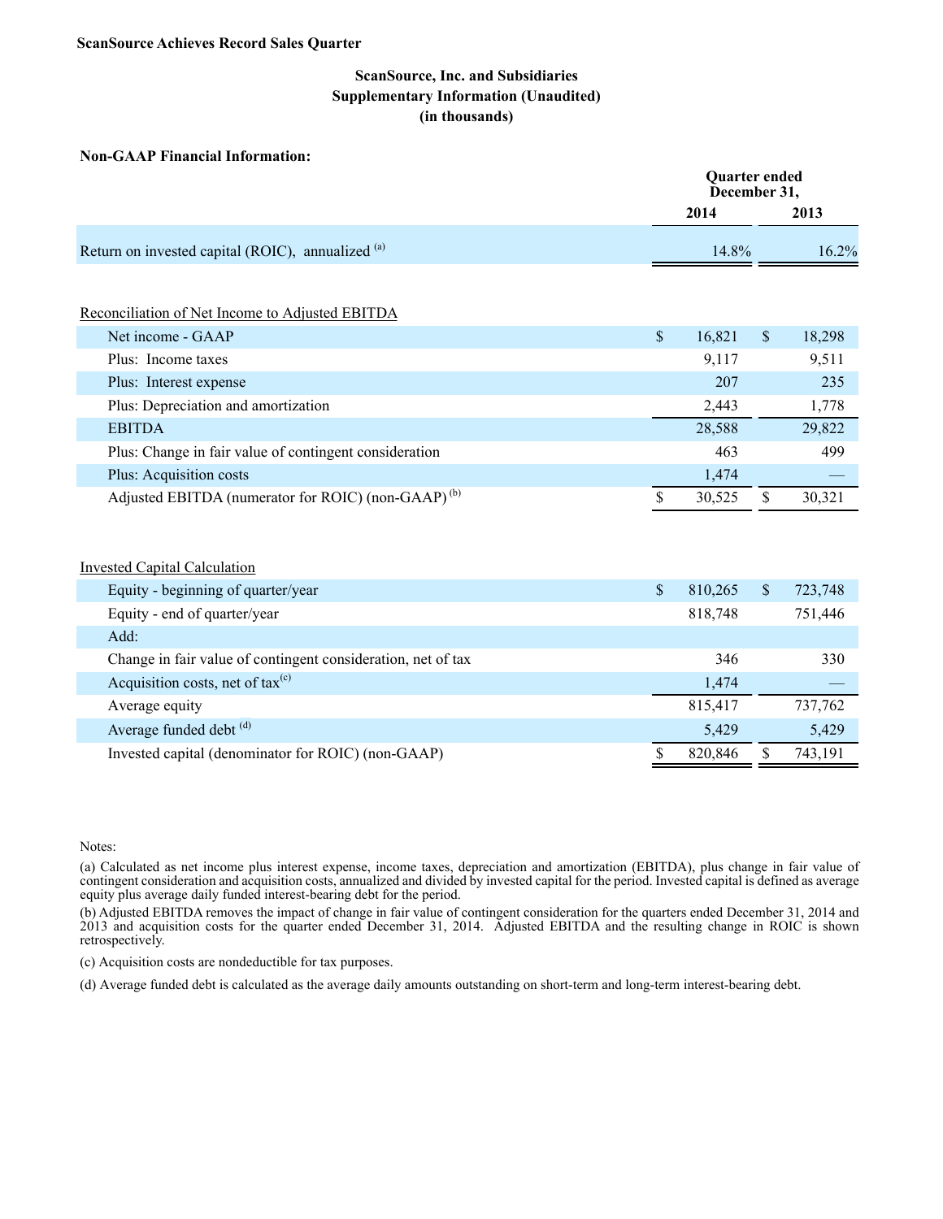**ScanSource Achieves Record Sales Quarter**

# ScanSource, Inc. and Subsidiaries
## Supplementary Information (Unaudited)
### (in thousands)

**Non-GAAP Financial Information:**

| | Quarter ended December 31, | |
|---|---|---|
| | 2014 | 2013 |
| Return on invested capital (ROIC), annualized [(a)] | 14.8% | 16.2% |

| Reconciliation of Net Income to Adjusted EBITDA | 2014 | 2013 |
|---|---|---|
| Net income - GAAP | $ 16,821 | $ 18,298 |
| Plus: Income taxes | 9,117 | 9,511 |
| Plus: Interest expense | 207 | 235 |
| Plus: Depreciation and amortization | 2,443 | 1,778 |
| EBITDA | 28,588 | 29,822 |
| Plus: Change in fair value of contingent consideration | 463 | 499 |
| Plus: Acquisition costs | 1,474 | — |
| Adjusted EBITDA (numerator for ROIC) (non-GAAP) [(b)] | $ 30,525 | $ 30,321 |

| Invested Capital Calculation | 2014 | 2013 |
|---|---|---|
| Equity - beginning of quarter/year | $ 810,265 | $ 723,748 |
| Equity - end of quarter/year | 818,748 | 751,446 |
| Add: | | |
| Change in fair value of contingent consideration, net of tax | 346 | 330 |
| Acquisition costs, net of tax[(c)] | 1,474 | — |
| Average equity | 815,417 | 737,762 |
| Average funded debt [(d)] | 5,429 | 5,429 |
| Invested capital (denominator for ROIC) (non-GAAP) | $ 820,846 | $ 743,191 |

Notes:

(a) Calculated as net income plus interest expense, income taxes, depreciation and amortization (EBITDA), plus change in fair value of contingent consideration and acquisition costs, annualized and divided by invested capital for the period. Invested capital is defined as average equity plus average daily funded interest-bearing debt for the period.

(b) Adjusted EBITDA removes the impact of change in fair value of contingent consideration for the quarters ended December 31, 2014 and 2013 and acquisition costs for the quarter ended December 31, 2014. Adjusted EBITDA and the resulting change in ROIC is shown retrospectively.

(c) Acquisition costs are nondeductible for tax purposes.

(d) Average funded debt is calculated as the average daily amounts outstanding on short-term and long-term interest-bearing debt.